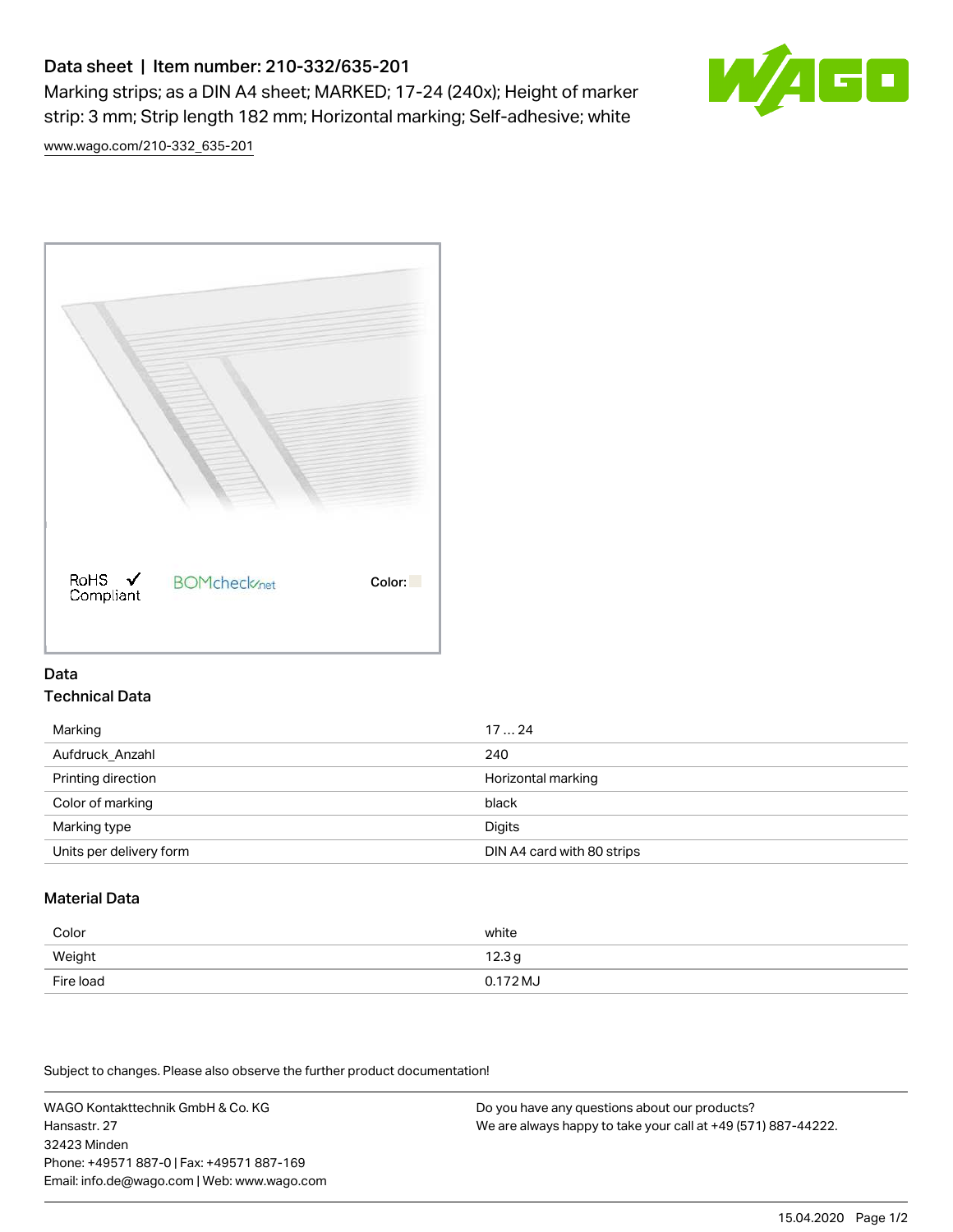# Data sheet | Item number: 210-332/635-201

Marking strips; as a DIN A4 sheet; MARKED; 17-24 (240x); Height of marker strip: 3 mm; Strip length 182 mm; Horizontal marking; Self-adhesive; white

www.wago.com/210-332_635-201

RoHS ✓ Compliant BOMcheck.net Color:

## Data

### Technical Data

| Marking | 17 … 24 |
|---|---|
| Aufdruck_Anzahl | 240 |
| Printing direction | Horizontal marking |
| Color of marking | black |
| Marking type | Digits |
| Units per delivery form | DIN A4 card with 80 strips |

### Material Data

| Color | white |
|---|---|
| Weight | 12.3 g |
| Fire load | 0.172 MJ |

Subject to changes. Please also observe the further product documentation!

WAGO Kontakttechnik GmbH & Co. KG
Hansastr. 27
32423 Minden
Phone: +49571 887-0 | Fax: +49571 887-169
Email: info.de@wago.com | Web: www.wago.com

Do you have any questions about our products?
We are always happy to take your call at +49 (571) 887-44222.

15.04.2020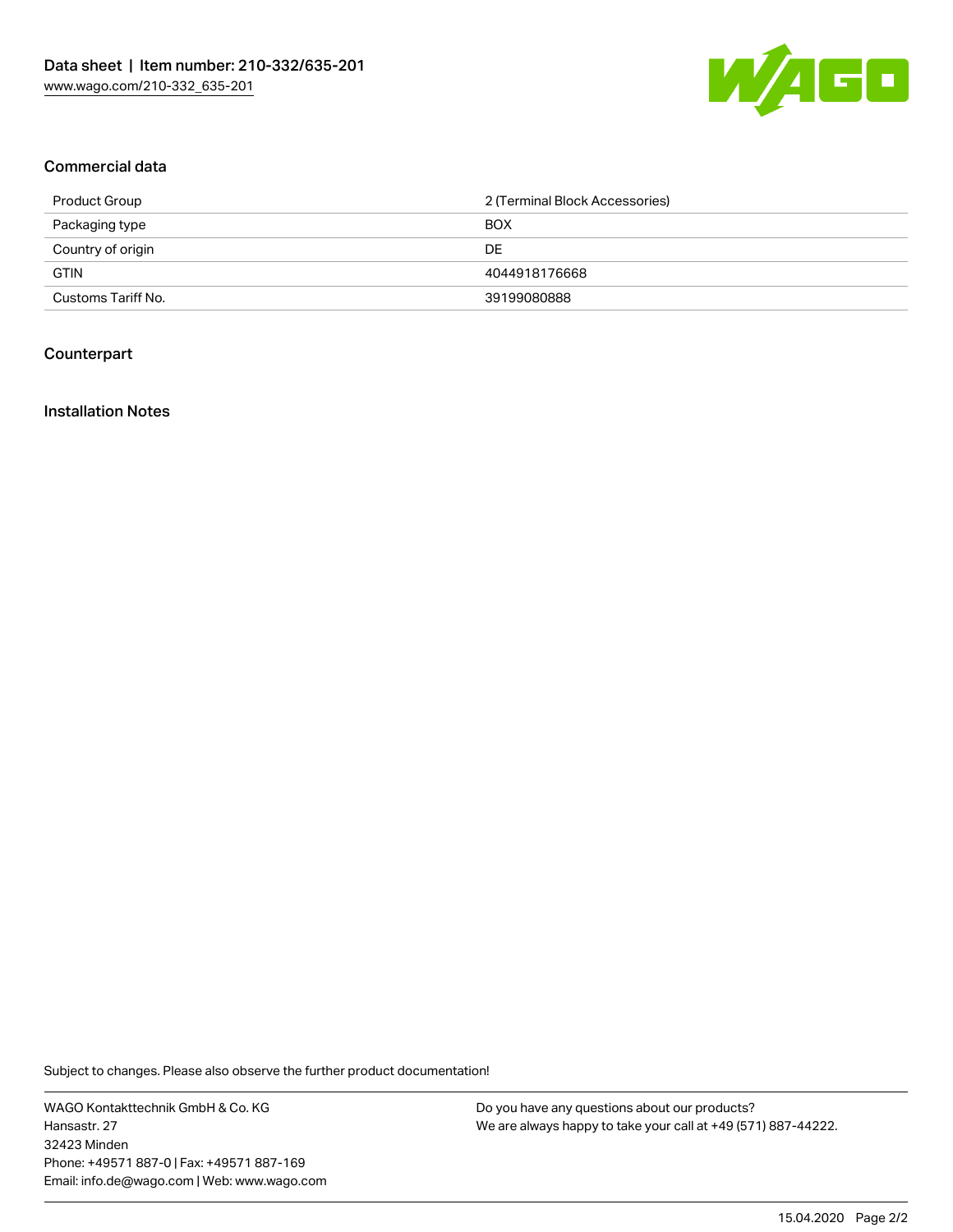## Commercial data

| | |
|---|---|
| Product Group | 2 (Terminal Block Accessories) |
| Packaging type | BOX |
| Country of origin | DE |
| GTIN | 4044918176668 |
| Customs Tariff No. | 39199080888 |

## Counterpart

## Installation Notes

Subject to changes. Please also observe the further product documentation!

WAGO Kontakttechnik GmbH & Co. KG
Hansastr. 27
32423 Minden
Phone: +49571 887-0 | Fax: +49571 887-169
Email: info.de@wago.com | Web: www.wago.com

Do you have any questions about our products?
We are always happy to take your call at +49 (571) 887-44222.